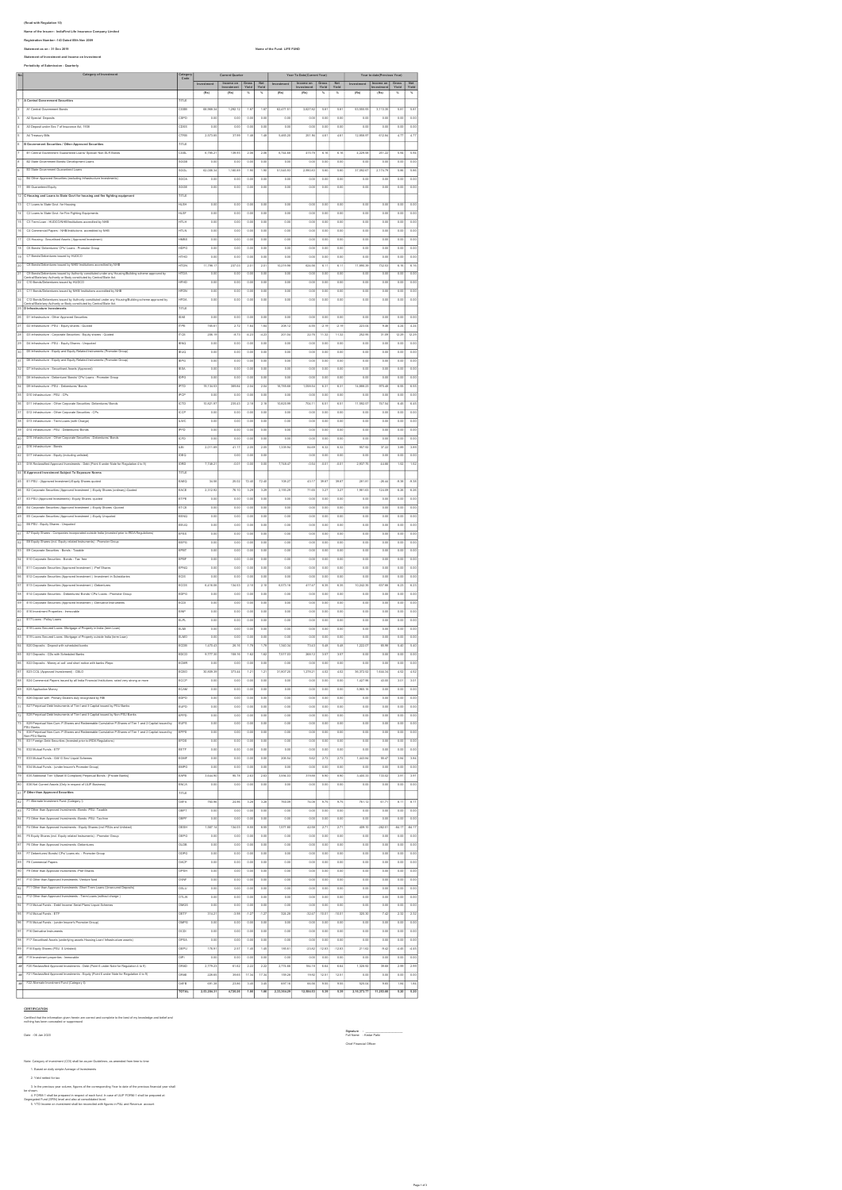(Read with Regulation 10)

Name of the Insurer : IndiaFirst Life Insurance Company Limited

Registration Number : 143 Dated 05th Nov 2009

Statement as on : 31 Dec 2019

Name of the Fund : LIFE FUND

Statement of Investment and Income on Investment

Periodicity of Submission : Quarterly

| No | Category of Investment | Category Code | Current Quarter | | | | Year To Date(Current Year) | | | | Year to date(Previous Year) | | | |
|---|---|---|---|---|---|---|---|---|---|---|---|---|---|---|
| | | | Investment | Income on Investment | Gross Yield | Net Yield | Investment | Income on Investment | Gross Yield | Net Yield | Investment | Income on Investment | Gross Yield | Net Yield |
| | | | (Rs) | (Rs) | % | % | (Rs) | (Rs) | % | % | (Rs) | (Rs) | % | % |
| 1 | A Central Government Securities | TITLE | | | | | | | | | | | | |
| 2 | A1 Central Government Bonds | CGSB | 66,986.34 | 1,252.12 | 1.87 | 1.87 | 62,471.51 | 3,627.52 | 5.81 | 5.81 | 53,503.03 | 3,114.30 | 5.81 | 5.81 |
| 3 | A2 Special Deposits | CSPD | 0.00 | 0.00 | 0.00 | 0.00 | 0.00 | 0.00 | 0.00 | 0.00 | 0.00 | 0.00 | 0.00 | 0.00 |
| 4 | A3 Deposit under Sec 7 of Insurance Act, 1938 | CDSS | 0.00 | 0.00 | 0.00 | 0.00 | 0.00 | 0.00 | 0.00 | 0.00 | 0.00 | 0.00 | 0.00 | 0.00 |
| 5 | A4 Treasury Bills | CTRB | 2,573.86 | 37.95 | 1.48 | 1.48 | 5,465.25 | 251.94 | 4.61 | 4.61 | 12,856.97 | 612.84 | 4.77 | 4.77 |
| 6 | B Government Securities / Other Approved Securities | TITLE | | | | | | | | | | | | |
| 7 | B1 Central Government Guaranteed Loans/ Special/ Non-SLR Bonds | CGSL | 6,795.21 | 139.93 | 2.06 | 2.06 | 6,744.48 | 415.79 | 6.16 | 6.16 | 4,229.58 | 251.22 | 5.94 | 5.94 |
| 8 | B2 State Government Bonds/ Development Loans | SGGB | 0.00 | 0.00 | 0.00 | 0.00 | 0.00 | 0.00 | 0.00 | 0.00 | 0.00 | 0.00 | 0.00 | 0.00 |
| 9 | B3 State Government Guaranteed Loans | SGGL | 62,036.34 | 1,180.89 | 1.90 | 1.90 | 51,543.93 | 2,990.53 | 5.80 | 5.80 | 37,092.67 | 2,174.79 | 5.86 | 5.86 |
| 10 | B4 Other Approved Securities (excluding Infrastructure Investments) | SGOA | 0.00 | 0.00 | 0.00 | 0.00 | 0.00 | 0.00 | 0.00 | 0.00 | 0.00 | 0.00 | 0.00 | 0.00 |
| 11 | B5 Guaranteed Equity | SGGE | 0.00 | 0.00 | 0.00 | 0.00 | 0.00 | 0.00 | 0.00 | 0.00 | 0.00 | 0.00 | 0.00 | 0.00 |
| 12 | C Housing and Loans to State Govt for housing and fire fighting equipment | TITLE | | | | | | | | | | | | |
| 13 | C1 Loans to State Govt. for Housing | HLSH | 0.00 | 0.00 | 0.00 | 0.00 | 0.00 | 0.00 | 0.00 | 0.00 | 0.00 | 0.00 | 0.00 | 0.00 |
| 14 | C2 Loans to State Govt. for Fire Fighting Equipments | HLSF | 0.00 | 0.00 | 0.00 | 0.00 | 0.00 | 0.00 | 0.00 | 0.00 | 0.00 | 0.00 | 0.00 | 0.00 |
| 15 | C3 Term Loan - HUDCO/NHB/Institutions accredited by NHB | HTLH | 0.00 | 0.00 | 0.00 | 0.00 | 0.00 | 0.00 | 0.00 | 0.00 | 0.00 | 0.00 | 0.00 | 0.00 |
| 16 | C4 Commercial Papers - NHB/Institutions accredited by NHB | HTLN | 0.00 | 0.00 | 0.00 | 0.00 | 0.00 | 0.00 | 0.00 | 0.00 | 0.00 | 0.00 | 0.00 | 0.00 |
| 17 | C5 Housing - Securitised Assets ( Approved Investment) | HMBS | 0.00 | 0.00 | 0.00 | 0.00 | 0.00 | 0.00 | 0.00 | 0.00 | 0.00 | 0.00 | 0.00 | 0.00 |
| 18 | C6 Bonds/ Debentures/ CPs/ Loans - Promotor Group | HDPG | 0.00 | 0.00 | 0.00 | 0.00 | 0.00 | 0.00 | 0.00 | 0.00 | 0.00 | 0.00 | 0.00 | 0.00 |
| 19 | C7 Bonds/Debentures issued by HUDCO | HTHD | 0.00 | 0.00 | 0.00 | 0.00 | 0.00 | 0.00 | 0.00 | 0.00 | 0.00 | 0.00 | 0.00 | 0.00 |
| 20 | C8 Bonds/Debentures issued by NHB/ Institutions accredited by NHB | HTDN | 11,798.17 | 237.05 | 2.01 | 2.01 | 10,219.98 | 624.58 | 6.11 | 6.11 | 11,858.59 | 752.53 | 6.35 | 6.35 |
| 21 | C9 Bonds/Debentures issued by Authority constituted under any Housing/Building scheme approved by Central/State/any Authority or Body constituted by Central/State Act | HTDA | 0.00 | 0.00 | 0.00 | 0.00 | 0.00 | 0.00 | 0.00 | 0.00 | 0.00 | 0.00 | 0.00 | 0.00 |
| 22 | C10 Bonds/Debentures issued by HUDCO | HFHD | 0.00 | 0.00 | 0.00 | 0.00 | 0.00 | 0.00 | 0.00 | 0.00 | 0.00 | 0.00 | 0.00 | 0.00 |
| 23 | C11 Bonds/Debentures issued by NHB/ Institutions accredited by NHB | HFDN | 0.00 | 0.00 | 0.00 | 0.00 | 0.00 | 0.00 | 0.00 | 0.00 | 0.00 | 0.00 | 0.00 | 0.00 |
| 24 | C12 Bonds/Debentures issued by Authority constituted under any Housing/Building scheme approved by Central/State/any Authority or Body constituted by Central/State Act | HFDA | 0.00 | 0.00 | 0.00 | 0.00 | 0.00 | 0.00 | 0.00 | 0.00 | 0.00 | 0.00 | 0.00 | 0.00 |
| 25 | D Infrastructure Investments | TITLE | | | | | | | | | | | | |
| 26 | D1 Infrastructure - Other Approved Securities | ISAS | 0.00 | 0.00 | 0.00 | 0.00 | 0.00 | 0.00 | 0.00 | 0.00 | 0.00 | 0.00 | 0.00 | 0.00 |
| 27 | D2 Infrastructure - PSU - Equity shares - Quoted | ITPE | 165.61 | 2.72 | 1.64 | 1.64 | 209.12 | -4.59 | -2.19 | -2.19 | 223.04 | 9.48 | 4.33 | 4.33 |
| 28 | D3 Infrastructure - Corporate Securities - Equity shares - Quoted | ITCE | 206.19 | -8.73 | -4.23 | -4.23 | 201.54 | 22.79 | 11.32 | 11.32 | 262.99 | 31.99 | 12.28 | 12.28 |
| 29 | D4 Infrastructure - PSU - Equity Shares - Unquoted | IENQ | 0.00 | 0.00 | 0.00 | 0.00 | 0.00 | 0.00 | 0.00 | 0.00 | 0.00 | 0.00 | 0.00 | 0.00 |
| 30 | D5 Infrastructure - Equity and Equity Related Instruments (Promoter Group) | IEUQ | 0.00 | 0.00 | 0.00 | 0.00 | 0.00 | 0.00 | 0.00 | 0.00 | 0.00 | 0.00 | 0.00 | 0.00 |
| 31 | D6 Infrastructure - Equity and Equity Related Instruments (Promoter Group) | IEPG | 0.00 | 0.00 | 0.00 | 0.00 | 0.00 | 0.00 | 0.00 | 0.00 | 0.00 | 0.00 | 0.00 | 0.00 |
| 32 | D7 Infrastructure - Securitised Assets (Approved) | IESA | 0.00 | 0.00 | 0.00 | 0.00 | 0.00 | 0.00 | 0.00 | 0.00 | 0.00 | 0.00 | 0.00 | 0.00 |
| 33 | D8 Infrastructure - Debenture/ Bonds/ CPs/ Loans - Promoter Group | IDPG | 0.00 | 0.00 | 0.00 | 0.00 | 0.00 | 0.00 | 0.00 | 0.00 | 0.00 | 0.00 | 0.00 | 0.00 |
| 34 | D9 Infrastructure - PSU - Debentures/ Bonds | IPTD | 19,134.53 | 389.64 | 2.04 | 2.04 | 16,755.88 | 1,059.54 | 6.31 | 6.31 | 14,686.21 | 970.48 | 6.60 | 6.60 |
| 35 | D10 Infrastructure - PSU - CPs | IPCP | 0.00 | 0.00 | 0.00 | 0.00 | 0.00 | 0.00 | 0.00 | 0.00 | 0.00 | 0.00 | 0.00 | 0.00 |
| 36 | D11 Infrastructure - Other Corporate Securities- Debentures/ Bonds | ICTD | 10,921.97 | 235.01 | 2.16 | 2.16 | 10,829.99 | 704.11 | 6.51 | 6.51 | 11,062.07 | 737.54 | 6.40 | 6.40 |
| 37 | D12 Infrastructure - Other Corporate Securities - CPs | ICCP | 0.00 | 0.00 | 0.00 | 0.00 | 0.00 | 0.00 | 0.00 | 0.00 | 0.00 | 0.00 | 0.00 | 0.00 |
| 38 | D13 Infrastructure - Term Loans (with Charge) | ILWC | 0.00 | 0.00 | 0.00 | 0.00 | 0.00 | 0.00 | 0.00 | 0.00 | 0.00 | 0.00 | 0.00 | 0.00 |
| 39 | D14 Infrastructure - PSU - Debentures/ Bonds | IPFD | 0.00 | 0.00 | 0.00 | 0.00 | 0.00 | 0.00 | 0.00 | 0.00 | 0.00 | 0.00 | 0.00 | 0.00 |
| 40 | D15 Infrastructure - Other Corporate Securities - Debentures/ Bonds | ICFD | 0.00 | 0.00 | 0.00 | 0.00 | 0.00 | 0.00 | 0.00 | 0.00 | 0.00 | 0.00 | 0.00 | 0.00 |
| 41 | D16 Infrastructure - Bonds | ILBI | 2,071.89 | 41.17 | 2.00 | 2.00 | 1,539.94 | 84.69 | 6.32 | 6.32 | 967.62 | 37.22 | 3.85 | 3.85 |
| 42 | D17 Infrastructure - Equity (including unlisted) | IOEQ | 0.00 | 0.00 | 0.00 | 0.00 | 0.00 | 0.00 | 0.00 | 0.00 | 0.00 | 0.00 | 0.00 | 0.00 |
| 43 | D18 Reclassified Approved Investments - Debt (Point 6 under Note for Regulation 4 to 9) | IORD | 7,738.27 | 0.01 | 0.00 | 0.00 | 7,748.67 | -0.04 | -0.01 | -0.01 | 2,907.70 | 44.88 | 1.52 | 1.52 |
| 44 | E Approved Investment Subject To Exposure Norms | TITLE | | | | | | | | | | | | |
| 45 | E1 PSU - (Approved Investment)-Equity Shares quoted | EAEQ | 34.96 | 25.02 | 72.40 | 72.40 | 105.27 | 40.17 | 39.67 | 39.67 | 281.01 | -26.44 | -9.39 | -9.39 |
| 46 | E2 Corporate Securities (Approved Investment ) -Equity Shares (ordinary)-Quoted | EACE | 2,312.83 | 76.13 | 3.29 | 3.29 | 2,195.29 | 71.65 | 3.27 | 3.27 | 1,961.63 | 124.99 | 6.38 | 6.38 |
| 47 | E3 PSU-(Approved Investments) -Equity Shares -quoted | ETPE | 0.00 | 0.00 | 0.00 | 0.00 | 0.00 | 0.00 | 0.00 | 0.00 | 0.00 | 0.00 | 0.00 | 0.00 |
| 48 | E4 Corporate Securities (Approved Investment ) -Equity Shares -Quoted | ETCE | 0.00 | 0.00 | 0.00 | 0.00 | 0.00 | 0.00 | 0.00 | 0.00 | 0.00 | 0.00 | 0.00 | 0.00 |
| 49 | E5 Corporate Securities (Approved Investment ) -Equity Unquoted | EENQ | 0.00 | 0.00 | 0.00 | 0.00 | 0.00 | 0.00 | 0.00 | 0.00 | 0.00 | 0.00 | 0.00 | 0.00 |
| 50 | E6 PSU - Equity Shares - Unquoted | EEUQ | 0.00 | 0.00 | 0.00 | 0.00 | 0.00 | 0.00 | 0.00 | 0.00 | 0.00 | 0.00 | 0.00 | 0.00 |
| 51 | E7 Equity Shares - Companies incorporated outside India (invested prior to IRDA Regulations) | EFES | 0.00 | 0.00 | 0.00 | 0.00 | 0.00 | 0.00 | 0.00 | 0.00 | 0.00 | 0.00 | 0.00 | 0.00 |
| 52 | E8 Equity Shares (incl. Equity related Instruments) - Promoter Group | EEPG | 0.00 | 0.00 | 0.00 | 0.00 | 0.00 | 0.00 | 0.00 | 0.00 | 0.00 | 0.00 | 0.00 | 0.00 |
| 53 | E9 Corporate Securities - Bonds - Taxable | EPBT | 0.00 | 0.00 | 0.00 | 0.00 | 0.00 | 0.00 | 0.00 | 0.00 | 0.00 | 0.00 | 0.00 | 0.00 |
| 54 | E10 Corporate Securities - Bonds - Tax free | EPBF | 0.00 | 0.00 | 0.00 | 0.00 | 0.00 | 0.00 | 0.00 | 0.00 | 0.00 | 0.00 | 0.00 | 0.00 |
| 55 | E11 Corporate Securities (Approved Investment ) -Pref Shares | EPNQ | 0.00 | 0.00 | 0.00 | 0.00 | 0.00 | 0.00 | 0.00 | 0.00 | 0.00 | 0.00 | 0.00 | 0.00 |
| 56 | E12 Corporate Securities (Approved Investment ) -Investment in Subsidiaries | ECIS | 0.00 | 0.00 | 0.00 | 0.00 | 0.00 | 0.00 | 0.00 | 0.00 | 0.00 | 0.00 | 0.00 | 0.00 |
| 57 | E13 Corporate Securities (Approved Investment ) -Debentures | ECOS | 6,478.08 | 134.03 | 2.10 | 2.10 | 6,573.16 | 417.47 | 6.35 | 6.35 | 10,242.34 | 667.86 | 6.52 | 6.52 |
| 58 | E14 Corporate Securities - Debentures/ Bonds/ CPs/ Loans - Promoter Group | EDPG | 0.00 | 0.00 | 0.00 | 0.00 | 0.00 | 0.00 | 0.00 | 0.00 | 0.00 | 0.00 | 0.00 | 0.00 |
| 59 | E15 Corporate Securities (Approved Investment ) -Derivative Instruments | ECDI | 0.00 | 0.00 | 0.00 | 0.00 | 0.00 | 0.00 | 0.00 | 0.00 | 0.00 | 0.00 | 0.00 | 0.00 |
| 60 | E16 Investment Properties - Immovable | EINP | 0.00 | 0.00 | 0.00 | 0.00 | 0.00 | 0.00 | 0.00 | 0.00 | 0.00 | 0.00 | 0.00 | 0.00 |
| 61 | E17 Loans - Policy Loans | ELPL | 0.00 | 0.00 | 0.00 | 0.00 | 0.00 | 0.00 | 0.00 | 0.00 | 0.00 | 0.00 | 0.00 | 0.00 |
| 62 | E18 Loans Secured Loans -Mortgage of Property in India (term Loan) | ELMI | 0.00 | 0.00 | 0.00 | 0.00 | 0.00 | 0.00 | 0.00 | 0.00 | 0.00 | 0.00 | 0.00 | 0.00 |
| 63 | E19 Loans Secured Loans -Mortgage of Property outside India (term Loan) | ELMO | 0.00 | 0.00 | 0.00 | 0.00 | 0.00 | 0.00 | 0.00 | 0.00 | 0.00 | 0.00 | 0.00 | 0.00 |
| 64 | E20 Deposits - Deposit with scheduled banks | ECDB | 1,475.43 | 26.10 | 1.76 | 1.76 | 1,340.34 | 73.43 | 5.48 | 5.48 | 1,222.07 | 65.99 | 5.40 | 5.40 |
| 65 | E21 Deposits - CDs with Scheduled Banks | EDCD | 9,777.30 | 158.10 | 1.62 | 1.62 | 7,077.03 | 263.12 | 3.57 | 3.57 | 0.00 | 0.00 | 0.00 | 0.00 |
| 66 | E22 Deposits - Money at call and short notice with banks /Repo | ECMR | 0.00 | 0.00 | 0.00 | 0.00 | 0.00 | 0.00 | 0.00 | 0.00 | 0.00 | 0.00 | 0.00 | 0.00 |
| 67 | E23 CCIL (Approved Investement) - CBLO | ECBO | 30,609.39 | 373.44 | 1.21 | 1.21 | 31,807.25 | 1,278.21 | 4.02 | 4.02 | 36,372.52 | 1,644.34 | 4.52 | 4.52 |
| 68 | E24 Commercial Papers issued by all India Financial Institutions rated very strong or more | ECCP | 0.00 | 0.00 | 0.00 | 0.00 | 0.00 | 0.00 | 0.00 | 0.00 | 1,427.80 | 43.00 | 3.01 | 3.01 |
| 69 | E25 Application Money | ECAM | 0.00 | 0.00 | 0.00 | 0.00 | 0.00 | 0.00 | 0.00 | 0.00 | 5,866.19 | 0.00 | 0.00 | 0.00 |
| 70 | E26 Deposit with Primary Dealers duly recognised by RBI | EDPD | 0.00 | 0.00 | 0.00 | 0.00 | 0.00 | 0.00 | 0.00 | 0.00 | 0.00 | 0.00 | 0.00 | 0.00 |
| 71 | E27 Perpetual Debt Instruments of Tier I and II Capital issued by PSU Banks | EUPD | 0.00 | 0.00 | 0.00 | 0.00 | 0.00 | 0.00 | 0.00 | 0.00 | 0.00 | 0.00 | 0.00 | 0.00 |
| 72 | E28 Perpetual Debt Instruments of Tier I and II Capital issued by Non-PSU Banks | EPPD | 0.00 | 0.00 | 0.00 | 0.00 | 0.00 | 0.00 | 0.00 | 0.00 | 0.00 | 0.00 | 0.00 | 0.00 |
| 73 | E29 Perpetual Non-Cum. P.Shares and Redeemable Cumulative P.Shares of Tier 1 and 2 Capital issued by PSU Banks | EUPS | 0.00 | 0.00 | 0.00 | 0.00 | 0.00 | 0.00 | 0.00 | 0.00 | 0.00 | 0.00 | 0.00 | 0.00 |
| 74 | E30 Perpetual Non-Cum. P.Shares and Redeemable Cumulative P.Shares of Tier 1 and 2 Capital issued by Non-PSU Banks | EPPS | 0.00 | 0.00 | 0.00 | 0.00 | 0.00 | 0.00 | 0.00 | 0.00 | 0.00 | 0.00 | 0.00 | 0.00 |
| 75 | E31 Foreign Debt Securities (invested prior to IRDA Regulations) | EFDS | 0.00 | 0.00 | 0.00 | 0.00 | 0.00 | 0.00 | 0.00 | 0.00 | 0.00 | 0.00 | 0.00 | 0.00 |
| 76 | E32 Mutual Funds - ETF | EETF | 0.00 | 0.00 | 0.00 | 0.00 | 0.00 | 0.00 | 0.00 | 0.00 | 0.00 | 0.00 | 0.00 | 0.00 |
| 77 | E33 Mutual Funds - Gilt/ G Sec/ Liquid Schemes | EGMF | 0.00 | 0.00 | 0.00 | 0.00 | 205.54 | 5.62 | 2.73 | 2.73 | 1,443.84 | 56.47 | 3.91 | 3.91 |
| 78 | E34 Mutual Funds - (under Insurer's Promoter Group) | EMPG | 0.00 | 0.00 | 0.00 | 0.00 | 0.00 | 0.00 | 0.00 | 0.00 | 0.00 | 0.00 | 0.00 | 0.00 |
| 79 | E35 Additional Tier 1(Basel III Compliant) Perpetual Bonds - [Private Banks] | EAPB | 3,444.90 | 90.79 | 2.63 | 2.63 | 3,656.33 | 319.69 | 8.90 | 8.90 | 3,400.33 | 133.02 | 3.91 | 3.91 |
| 80 | E36 Net Current Assets (Only in respect of ULIP Business) | ENCA | 0.00 | 0.00 | 0.00 | 0.00 | 0.00 | 0.00 | 0.00 | 0.00 | 0.00 | 0.00 | 0.00 | 0.00 |
| 81 | F Other than Approved Securities | TITLE | | | | | | | | | | | | |
| 82 | F1 Alternate Investment Fund (Category I) | OAFA | 789.96 | 24.95 | 3.28 | 3.28 | 759.08 | 74.06 | 9.75 | 9.75 | 751.12 | 61.71 | 8.11 | 8.11 |
| 83 | F2 Other than Approved Investments -Bonds -PSU- Taxable | OBPT | 0.00 | 0.00 | 0.00 | 0.00 | 0.00 | 0.00 | 0.00 | 0.00 | 0.00 | 0.00 | 0.00 | 0.00 |
| 84 | F3 Other than Approved Investments -Bonds -PSU- Tax free | OBPF | 0.00 | 0.00 | 0.00 | 0.00 | 0.00 | 0.00 | 0.00 | 0.00 | 0.00 | 0.00 | 0.00 | 0.00 |
| 85 | F4 Other than Approved Investments - Equity Shares (incl PSUs and Unlisted) | OESH | 1,567.14 | 134.05 | 8.55 | 8.55 | 1,577.30 | 42.59 | 2.71 | 2.71 | 489.10 | -382.51 | -84.77 | -84.77 |
| 86 | F5 Equity Shares (incl. Equity related Instruments) - Promoter Group | OEPG | 0.00 | 0.00 | 0.00 | 0.00 | 0.00 | 0.00 | 0.00 | 0.00 | 0.00 | 0.00 | 0.00 | 0.00 |
| 87 | F6 Other than Approved Investments -Debentures | OLDB | 0.00 | 0.00 | 0.00 | 0.00 | 0.00 | 0.00 | 0.00 | 0.00 | 0.00 | 0.00 | 0.00 | 0.00 |
| 88 | F7 Debentures/ Bonds/ CPs/ Loans etc. - Promoter Group | ODPG | 0.00 | 0.00 | 0.00 | 0.00 | 0.00 | 0.00 | 0.00 | 0.00 | 0.00 | 0.00 | 0.00 | 0.00 |
| 89 | F8 Commercial Papers | OACP | 0.00 | 0.00 | 0.00 | 0.00 | 0.00 | 0.00 | 0.00 | 0.00 | 0.00 | 0.00 | 0.00 | 0.00 |
| 90 | F9 Other than Approved Investments -Pref Shares | OPSH | 0.00 | 0.00 | 0.00 | 0.00 | 0.00 | 0.00 | 0.00 | 0.00 | 0.00 | 0.00 | 0.00 | 0.00 |
| 91 | F10 Other than Approved Investments -Venture fund | OVNF | 0.00 | 0.00 | 0.00 | 0.00 | 0.00 | 0.00 | 0.00 | 0.00 | 0.00 | 0.00 | 0.00 | 0.00 |
| 92 | F11 Other than Approved Investments -Short Term Loans (Unsecured Deposits) | OSLU | 0.00 | 0.00 | 0.00 | 0.00 | 0.00 | 0.00 | 0.00 | 0.00 | 0.00 | 0.00 | 0.00 | 0.00 |
| 93 | F12 Other than Approved Investments - Term Loans (without charge ) | OTLW | 0.00 | 0.00 | 0.00 | 0.00 | 0.00 | 0.00 | 0.00 | 0.00 | 0.00 | 0.00 | 0.00 | 0.00 |
| 94 | F13 Mutual Funds - Debt/ Income/ Serial Plans/ Liquid Schemes | OMGS | 0.00 | 0.00 | 0.00 | 0.00 | 0.00 | 0.00 | 0.00 | 0.00 | 0.00 | 0.00 | 0.00 | 0.00 |
| 95 | F14 Mutual Funds - ETF | OETF | 314.21 | -3.98 | -1.27 | -1.27 | 326.28 | -32.67 | -10.01 | -10.01 | 320.30 | 7.42 | 2.32 | 2.32 |
| 96 | F15 Mutual Funds - (under Insurer's Promoter Group) | OMPG | 0.00 | 0.00 | 0.00 | 0.00 | 0.00 | 0.00 | 0.00 | 0.00 | 0.00 | 0.00 | 0.00 | 0.00 |
| 97 | F16 Derivative Instruments | OCDI | 0.00 | 0.00 | 0.00 | 0.00 | 0.00 | 0.00 | 0.00 | 0.00 | 0.00 | 0.00 | 0.00 | 0.00 |
| 98 | F17 Securitised Assets (underlying assets Housing Loan/ Infrastructure assets) | OPSA | 0.00 | 0.00 | 0.00 | 0.00 | 0.00 | 0.00 | 0.00 | 0.00 | 0.00 | 0.00 | 0.00 | 0.00 |
| 99 | F18 Equity Shares (PSU $ Unlisted) | OEPU | 179.61 | 2.57 | 1.43 | 1.43 | 180.61 | -23.62 | -13.08 | -13.08 | 211.62 | -9.42 | -4.45 | -4.45 |
| ## | F19 Investment properties - Immovable | OIPI | 0.00 | 0.00 | 0.00 | 0.00 | 0.00 | 0.00 | 0.00 | 0.00 | 0.00 | 0.00 | 0.00 | 0.00 |
| ## | F20 Reclassified Approved Investments - Debt (Point 6 under Note for Regulation 4 to 9) | ORAD | 3,779.23 | 81.62 | 2.22 | 2.22 | 3,773.56 | 184.19 | 4.84 | 4.84 | 1,328.92 | 39.68 | 2.99 | 2.99 |
| ## | F21 Reclassified Approved Investments - Equity (Point 6 under Note for Regulation 4 to 9) | ORAE | 228.60 | 39.63 | 17.34 | 17.34 | 199.26 | 19.02 | 12.51 | 12.51 | 0.00 | 0.00 | 0.00 | 0.00 |
| ## | F22 Alternate Investment Fund (Category II) | OAFB | 581.38 | 23.66 | 3.43 | 3.43 | 597.16 | 66.55 | 9.65 | 9.65 | 525.03 | 9.69 | 1.84 | 1.84 |
| | | TOTAL | 2,53,284.31 | 4,720.26 | 1.86 | 1.86 | 2,33,324.29 | 12,584.53 | 5.39 | 5.39 | 2,10,273.77 | 11,293.86 | 5.20 | 5.20 |

**CERTIFICATION**

Certified that the information given herein are correct and complete to the best of my knowledge and belief and nothing has been concealed or suppressed

Date : 08 Jan 2020

Signature : \_\_\_\_\_\_\_\_\_\_\_\_\_\_\_\_\_\_

Full Name : Kedar Patki

Chief Financial Officer

Note: Category of investment (COI) shall be as per Guidelines, as amended from time to time

1. Based on daily Simple Average of Investments

2. Yield netted for tax

3. In the previous year column, figures of the corresponding Year to date of the previous financial year shall be shown

4. FORM-1 shall be prepared in respect of each fund. In case of ULIP FORM-1 shall be prepared at Segregated Fund (SFIN) level and also at consolidated level.

5. YTD income on investment shall be reconciled with figures in P&L and Revenue account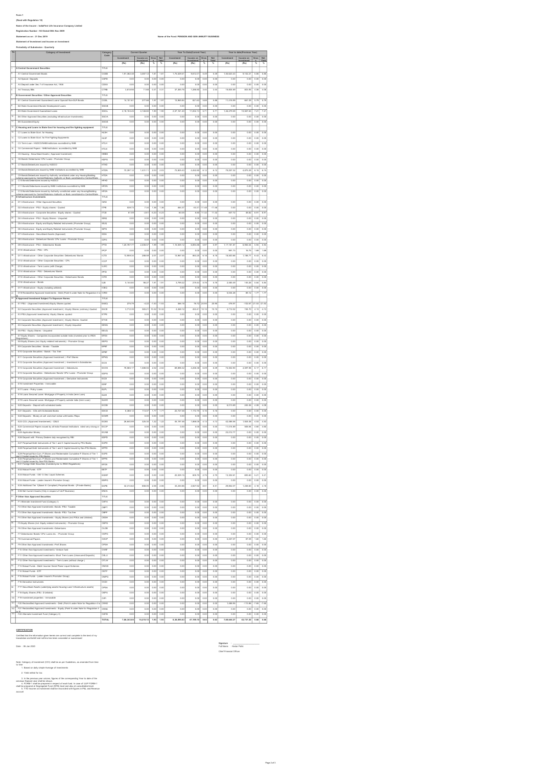**Form 1**

**(Read with Regulation 10)**

**Name of the Insurer : IndiaFirst Life Insurance Company Limited**

**Registration Number : 143 Dated 05th Nov 2009**

**Statement as on : 31 Dec 2019** **Name of the Fund: PENSION AND GEN ANNUITY BUSINESS**

**Statement of Investment and Income on Investment**

**Periodicity of Submission : Quarterly**

| No | Category of Investment | Category Code | Current Quarter | | | | Year To Date(Current Year) | | | | Year to date(Previous Year) | | | |
|---|---|---|---|---|---|---|---|---|---|---|---|---|---|---|
| | | | Investment (Rs) | Income on Investment (Rs) | Gross Yield % | Net Yield % | Investment (Rs) | Income on Investment (Rs) | Gross Yield % | Net Yield % | Investment (Rs) | Income on Investment (Rs) | Gross Yield % | Net Yield % |
| 1 | A Central Government Securities | TITLE | | | | | | | | | | | | |
| 2 | A1 Central Government Bonds | CGSB | 1,91,262.36 | 3,467.12 | 1.81 | 1.81 | 1,75,029.51 | 9,612.01 | 5.49 | 5.49 | 1,56,623.43 | 9,153.21 | 5.85 | 5.85 |
| 3 | A2 Special Deposits | CSPD | 0.00 | 0.00 | 0.00 | 0.00 | 0.00 | 0.00 | 0.00 | 0.00 | 0.00 | 0.00 | 0.00 | 0.00 |
| 4 | A3 Deposit under Sec 7 of Insurance Act, 1938 | CDSS | 0.00 | 0.00 | 0.00 | 0.00 | 0.00 | 0.00 | 0.00 | 0.00 | 0.00 | 0.00 | 0.00 | 0.00 |
| 5 | A4 Treasury Bills | CTRB | 2,819.59 | 71.68 | 0.31 | 0.31 | 37,369.76 | 1,266.00 | 3.44 | 3.44 | 78,665.60 | 803.95 | 4.98 | 4.98 |
| 6 | B Government Securities / Other Approved Securities | TITLE | | | | | | | | | | | | |
| 7 | B1 Central Government Guaranteed Loans/ Special/ Non-SLR Bonds | CGSL | 14,107.61 | 277.59 | 1.97 | 1.97 | 13,969.93 | 821.63 | 5.88 | 5.88 | 11,616.59 | 661.20 | 5.79 | 5.79 |
| 8 | B2 State Government Bonds/ Development Loans | SGGB | 0.00 | 0.00 | 0.00 | 0.00 | 0.00 | 0.00 | 0.00 | 0.00 | 0.00 | 0.00 | 0.00 | 0.00 |
| 9 | B3 State Government Guaranteed Loans | SGGL | 2,18,763.45 | 4,148.60 | 1.90 | 1.90 | 2,07,161.41 | 11,832.13 | 5.71 | 5.71 | 1,56,579.55 | 10,567.62 | 7.21 | 7.21 |
| 10 | B4 Other Approved Securities (excluding Infrastructure Investments) | SGOA | 0.00 | 0.00 | 0.00 | 0.00 | 0.00 | 0.00 | 0.00 | 0.00 | 0.00 | 0.00 | 0.00 | 0.00 |
| 11 | B5 Guaranteed Equity | SGGE | 0.00 | 0.00 | 0.00 | 0.00 | 0.00 | 0.00 | 0.00 | 0.00 | 0.00 | 0.00 | 0.00 | 0.00 |
| 12 | C Housing and Loans to State Govt for housing and fire fighting equipment | TITLE | | | | | | | | | | | | |
| 13 | C1 Loans to State Govt. for Housing | HLSH | 0.00 | 0.00 | 0.00 | 0.00 | 0.00 | 0.00 | 0.00 | 0.00 | 0.00 | 0.00 | 0.00 | 0.00 |
| 14 | C2 Loans to State Govt. for Fire Fighting Equipments | HLSF | 0.00 | 0.00 | 0.00 | 0.00 | 0.00 | 0.00 | 0.00 | 0.00 | 0.00 | 0.00 | 0.00 | 0.00 |
| 15 | C3 Term Loan - HUDCO/NHB/Institutions accredited by NHB | HTLH | 0.00 | 0.00 | 0.00 | 0.00 | 0.00 | 0.00 | 0.00 | 0.00 | 0.00 | 0.00 | 0.00 | 0.00 |
| 16 | C4 Commercial Papers - NHB/Institutions accredited by NHB | HTLN | 0.00 | 0.00 | 0.00 | 0.00 | 0.00 | 0.00 | 0.00 | 0.00 | 0.00 | 0.00 | 0.00 | 0.00 |
| 17 | C5 Housing - Securitised Assets ( Approved Investment) | HMBS | 0.00 | 0.00 | 0.00 | 0.00 | 0.00 | 0.00 | 0.00 | 0.00 | 0.00 | 0.00 | 0.00 | 0.00 |
| 18 | C6 Bonds/ Debentures/ CPs/ Loans - Promotor Group | HDPG | 0.00 | 0.00 | 0.00 | 0.00 | 0.00 | 0.00 | 0.00 | 0.00 | 0.00 | 0.00 | 0.00 | 0.00 |
| 19 | C7 Bonds/Debentures issued by HUDCO | HTHD | 0.00 | 0.00 | 0.00 | 0.00 | 0.00 | 0.00 | 0.00 | 0.00 | 0.00 | 0.00 | 0.00 | 0.00 |
| 20 | C8 Bonds/Debentures issued by NHB/ Institutions accredited by NHB | HTDN | 70,497.12 | 1,431.71 | 2.03 | 2.03 | 72,805.43 | 4,452.65 | 6.12 | 6.12 | 79,297.32 | 4,875.29 | 6.15 | 6.15 |
| 21 | C9 Bonds/Debentures issued by Authority constituted under any Housing/Building scheme approved by Central/State/any Authority or Body constituted by Central/State | HTDA | 0.00 | 0.00 | 0.00 | 0.00 | 0.00 | 0.00 | 0.00 | 0.00 | 0.00 | 0.00 | 0.00 | 0.00 |
| 22 | C10 Bonds/Debentures issued by HUDCO | HFHD | 0.00 | 0.00 | 0.00 | 0.00 | 0.00 | 0.00 | 0.00 | 0.00 | 0.00 | 0.00 | 0.00 | 0.00 |
| 23 | C11 Bonds/Debentures issued by NHB/ Institutions accredited by NHB | HFDN | 0.00 | 0.00 | 0.00 | 0.00 | 0.00 | 0.00 | 0.00 | 0.00 | 0.00 | 0.00 | 0.00 | 0.00 |
| 24 | C12 Bonds/Debentures issued by Authority constituted under any Housing/Building scheme approved by Central/State/any Authority or Body constituted by Central/State | HFDA | 0.00 | 0.00 | 0.00 | 0.00 | 0.00 | 0.00 | 0.00 | 0.00 | 0.00 | 0.00 | 0.00 | 0.00 |
| 25 | D Infrastructure Investments | TITLE | | | | | | | | | | | | |
| 26 | D1 Infrastructure - Other Approved Securities | ISAS | 0.00 | 0.00 | 0.00 | 0.00 | 0.00 | 0.00 | 0.00 | 0.00 | 0.00 | 0.00 | 0.00 | 0.00 |
| 27 | D2 Infrastructure - PSU - Equity shares - Quoted | ITPE | 559.73 | 7.54 | 1.36 | 1.36 | 464.37 | -53.31 | -11.48 | -11.48 | 0.00 | 0.00 | 0.00 | 0.00 |
| 28 | D3 Infrastructure - Corporate Securities - Equity shares - Quoted | ITCE | 61.89 | -2.61 | -4.23 | -4.23 | 60.59 | 6.86 | 11.32 | 11.32 | 547.72 | 49.82 | 8.91 | 8.91 |
| 29 | D4 Infrastructure - PSU - Equity Shares - Unquoted | IENQ | 0.00 | 0.00 | 0.00 | 0.00 | 0.00 | 0.00 | 0.00 | 0.00 | 0.00 | 0.00 | 0.00 | 0.00 |
| 30 | D5 Infrastructure - Equity and Equity Related Instruments (Promoter Group) | IEUQ | 0.00 | 0.00 | 0.00 | 0.00 | 0.00 | 0.00 | 0.00 | 0.00 | 0.00 | 0.00 | 0.00 | 0.00 |
| 31 | D6 Infrastructure - Equity and Equity Related Instruments (Promoter Group) | IEPG | 0.00 | 0.00 | 0.00 | 0.00 | 0.00 | 0.00 | 0.00 | 0.00 | 0.00 | 0.00 | 0.00 | 0.00 |
| 32 | D7 Infrastructure - Securitised Assets (Approved) | IESA | 0.00 | 0.00 | 0.00 | 0.00 | 0.00 | 0.00 | 0.00 | 0.00 | 0.00 | 0.00 | 0.00 | 0.00 |
| 33 | D8 Infrastructure - Debenture/ Bonds/ CPs/ Loans - Promoter Group | IDPG | 0.00 | 0.00 | 0.00 | 0.00 | 0.00 | 0.00 | 0.00 | 0.00 | 0.00 | 0.00 | 0.00 | 0.00 |
| 34 | D9 Infrastructure - PSU - Debentures/ Bonds | IPTD | 1,20,797.77 | 2,408.57 | 1.99 | 1.99 | 1,19,898.12 | 6,856.68 | 5.97 | 5.97 | 1,17,181.87 | 6,966.54 | 5.95 | 5.95 |
| 35 | D10 Infrastructure - PSU - CPs | IPCP | 0.00 | 0.00 | 0.00 | 0.00 | 0.00 | 0.00 | 0.00 | 0.00 | 981.73 | 16.75 | 1.68 | 1.68 |
| 36 | D11 Infrastructure - Other Corporate Securities- Debentures/ Bonds | ICTD | 13,899.34 | 288.56 | 2.07 | 2.07 | 13,967.45 | 865.28 | 6.18 | 6.18 | 18,500.98 | 1,188.77 | 6.43 | 6.43 |
| 37 | D12 Infrastructure - Other Corporate Securities - CPs | ICCP | 0.00 | 0.00 | 0.00 | 0.00 | 0.00 | 0.00 | 0.00 | 0.00 | 0.00 | 0.00 | 0.00 | 0.00 |
| 38 | D13 Infrastructure - Term Loans (with Charge) | ILWC | 0.00 | 0.00 | 0.00 | 0.00 | 0.00 | 0.00 | 0.00 | 0.00 | 0.00 | 0.00 | 0.00 | 0.00 |
| 39 | D14 Infrastructure - PSU - Debentures/ Bonds | IPFD | 0.00 | 0.00 | 0.00 | 0.00 | 0.00 | 0.00 | 0.00 | 0.00 | 0.00 | 0.00 | 0.00 | 0.00 |
| 40 | D15 Infrastructure - Other Corporate Securities - Debentures/ Bonds | ICFD | 0.00 | 0.00 | 0.00 | 0.00 | 0.00 | 0.00 | 0.00 | 0.00 | 0.00 | 0.00 | 0.00 | 0.00 |
| 41 | D16 Infrastructure - Bonds | ILBI | 5,134.80 | 98.27 | 1.91 | 1.91 | 3,799.22 | 218.54 | 5.75 | 5.75 | 2,480.45 | 145.26 | 5.86 | 5.86 |
| 42 | D17 Infrastructure - Equity (including unlisted) | IOEQ | 0.00 | 0.00 | 0.00 | 0.00 | 0.00 | 0.00 | 0.00 | 0.00 | 0.00 | 0.00 | 0.00 | 0.00 |
| 43 | D18 Reclassified Approved Investments - Debt (Point 6 under Note for Regulation 4 to 9) | IORD | 0.00 | 0.00 | 0.00 | 0.00 | 0.00 | 0.00 | 0.00 | 0.00 | 5,038.28 | 89.12 | 1.77 | 1.77 |
| 44 | E Approved Investment Subject To Exposure Norms | TITLE | | | | | | | | | | | | |
| 45 | E1 PSU - (Approved Investment)-Equity Shares quoted | EAEQ | 279.79 | -5.22 | -1.93 | -1.93 | 385.19 | 79.72 | 20.56 | 20.56 | 576.97 | -152.67 | -21.93 | -21.93 |
| 46 | E2 Corporate Securities (Approved Investment ) -Equity Shares (ordinary)-Quoted | EACE | 3,712.39 | 383.21 | 10.32 | 10.32 | 4,468.12 | 453.41 | 10.15 | 10.15 | 4,712.63 | 194.70 | 4.13 | 4.13 |
| 47 | E3 PSU-(Approved Investments) -Equity Shares -quoted | ETPE | 0.00 | 0.00 | 0.00 | 0.00 | 0.00 | 0.00 | 0.00 | 0.00 | 0.00 | 0.00 | 0.00 | 0.00 |
| 48 | E4 Corporate Securities (Approved Investment ) -Equity Shares -Quoted | ETCE | 0.00 | 0.00 | 0.00 | 0.00 | 0.00 | 0.00 | 0.00 | 0.00 | 0.00 | 0.00 | 0.00 | 0.00 |
| 49 | E5 Corporate Securities (Approved Investment ) -Equity Unquoted | EENQ | 0.00 | 0.00 | 0.00 | 0.00 | 0.00 | 0.00 | 0.00 | 0.00 | 0.00 | 0.00 | 0.00 | 0.00 |
| 50 | E6 PSU - Equity Shares - Unquoted | EEUQ | 0.00 | 0.00 | 0.00 | 0.00 | 0.00 | 0.00 | 0.00 | 0.00 | 0.00 | 0.00 | 0.00 | 0.00 |
| 51 | E7 Equity Shares - Companies incorporated outside India (invested prior to IRDA Regulations) | EFES | 0.00 | 0.00 | 0.00 | 0.00 | 0.00 | 0.00 | 0.00 | 0.00 | 0.00 | 0.00 | 0.00 | 0.00 |
| 52 | E8 Equity Shares (incl. Equity related Instruments) - Promoter Group | EEPG | 0.00 | 0.00 | 0.00 | 0.00 | 0.00 | 0.00 | 0.00 | 0.00 | 0.00 | 0.00 | 0.00 | 0.00 |
| 53 | E9 Corporate Securities - Bonds - Taxable | EPBT | 0.00 | 0.00 | 0.00 | 0.00 | 0.00 | 0.00 | 0.00 | 0.00 | 0.00 | 0.00 | 0.00 | 0.00 |
| 54 | E10 Corporate Securities - Bonds - Tax free | EPBF | 0.00 | 0.00 | 0.00 | 0.00 | 0.00 | 0.00 | 0.00 | 0.00 | 0.00 | 0.00 | 0.00 | 0.00 |
| 55 | E11 Corporate Securities (Approved Investment ) -Pref Shares | EPNQ | 0.00 | 0.00 | 0.00 | 0.00 | 0.00 | 0.00 | 0.00 | 0.00 | 0.00 | 0.00 | 0.00 | 0.00 |
| 56 | E12 Corporate Securities (Approved Investment ) -Investment in Subsidiaries | ECIS | 0.00 | 0.00 | 0.00 | 0.00 | 0.00 | 0.00 | 0.00 | 0.00 | 0.00 | 0.00 | 0.00 | 0.00 |
| 57 | E13 Corporate Securities (Approved Investment ) -Debentures | ECOS | 79,569.17 | 1,588.59 | 2.02 | 2.02 | 69,898.32 | 4,258.38 | 6.09 | 6.09 | 74,502.90 | 4,597.99 | 6.17 | 6.17 |
| 58 | E14 Corporate Securities - Debentures/ Bonds/ CPs/ Loans - Promoter Group | EDPG | 0.00 | 0.00 | 0.00 | 0.00 | 0.00 | 0.00 | 0.00 | 0.00 | 0.00 | 0.00 | 0.00 | 0.00 |
| 59 | E15 Corporate Securities (Approved Investment ) -Derivative Instruments | ECDI | 0.00 | 0.00 | 0.00 | 0.00 | 0.00 | 0.00 | 0.00 | 0.00 | 0.00 | 0.00 | 0.00 | 0.00 |
| 60 | E16 Investment Properties - Immovable | EINP | 0.00 | 0.00 | 0.00 | 0.00 | 0.00 | 0.00 | 0.00 | 0.00 | 0.00 | 0.00 | 0.00 | 0.00 |
| 61 | E17 Loans - Policy Loans | ELPL | 0.00 | 0.00 | 0.00 | 0.00 | 0.00 | 0.00 | 0.00 | 0.00 | 0.00 | 0.00 | 0.00 | 0.00 |
| 62 | E18 Loans Secured Loans -Mortgage of Property in India (term Loan) | ELMI | 0.00 | 0.00 | 0.00 | 0.00 | 0.00 | 0.00 | 0.00 | 0.00 | 0.00 | 0.00 | 0.00 | 0.00 |
| 63 | E19 Loans Secured Loans -Mortgage of Property outside India (term Loan) | ELMO | 0.00 | 0.00 | 0.00 | 0.00 | 0.00 | 0.00 | 0.00 | 0.00 | 0.00 | 0.00 | 0.00 | 0.00 |
| 64 | E20 Deposits - Deposit with scheduled banks | ECDB | 0.00 | 0.00 | 0.00 | 0.00 | 0.00 | 0.00 | 0.00 | 0.00 | 6,013.66 | 245.36 | 4.08 | 4.08 |
| 65 | E21 Deposits - CDs with Scheduled Banks | EDCD | 6,388.12 | 113.07 | 1.77 | 1.77 | 22,727.69 | 1,172.76 | 5.16 | 5.16 | 0.00 | 0.00 | 0.00 | 0.00 |
| 66 | E22 Deposits - Money at call and short notice with banks /Repo | ECMR | 0.00 | 0.00 | 0.00 | 0.00 | 0.00 | 0.00 | 0.00 | 0.00 | 0.00 | 0.00 | 0.00 | 0.00 |
| 67 | E23 CCIL (Approved Investement) - CBLO | ECBO | 26,640.99 | 325.33 | 1.22 | 1.22 | 45,187.48 | 1,868.09 | 4.13 | 4.13 | 42,086.56 | 1,904.09 | 4.52 | 4.52 |
| 68 | E24 Commercial Papers issued by all India Financial Institutions rated very strong or more | ECCP | 0.00 | 0.00 | 0.00 | 0.00 | 0.00 | 0.00 | 0.00 | 0.00 | 11,016.89 | 506.84 | 4.60 | 4.60 |
| 69 | E25 Application Money | ECAM | 0.00 | 0.00 | 0.00 | 0.00 | 0.00 | 0.00 | 0.00 | 0.00 | 23,012.77 | 0.00 | 0.00 | 0.00 |
| 70 | E26 Deposit with Primary Dealers duly recognised by RBI | EDPD | 0.00 | 0.00 | 0.00 | 0.00 | 0.00 | 0.00 | 0.00 | 0.00 | 0.00 | 0.00 | 0.00 | 0.00 |
| 71 | E27 Perpetual Debt Instruments of Tier I and II Capital issued by PSU Banks | EUPD | 0.00 | 0.00 | 0.00 | 0.00 | 0.00 | 0.00 | 0.00 | 0.00 | 0.00 | 0.00 | 0.00 | 0.00 |
| 72 | E28 Perpetual Debt Instruments of Tier I and II Capital issued by Non-PSU Banks | EPPD | 0.00 | 0.00 | 0.00 | 0.00 | 0.00 | 0.00 | 0.00 | 0.00 | 0.00 | 0.00 | 0.00 | 0.00 |
| 73 | E29 Perpetual Non-Cum. P.Shares and Redeemable Cumulative P.Shares of Tier 1 and 2 Capital issued by PSU Banks | EUPS | 0.00 | 0.00 | 0.00 | 0.00 | 0.00 | 0.00 | 0.00 | 0.00 | 0.00 | 0.00 | 0.00 | 0.00 |
| 74 | E30 Perpetual Non-Cum. P.Shares and Redeemable Cumulative P.Shares of Tier 1 and 2 Capital issued by Non-PSU Banks | EPPS | 0.00 | 0.00 | 0.00 | 0.00 | 0.00 | 0.00 | 0.00 | 0.00 | 0.00 | 0.00 | 0.00 | 0.00 |
| 75 | E31 Foreign Debt Securities (Invested prior to IRDA Regulations) | EFDS | 0.00 | 0.00 | 0.00 | 0.00 | 0.00 | 0.00 | 0.00 | 0.00 | 0.00 | 0.00 | 0.00 | 0.00 |
| 76 | E32 Mutual Funds - ETF | EETF | 0.00 | 0.00 | 0.00 | 0.00 | 0.00 | 0.00 | 0.00 | 0.00 | 0.00 | 0.00 | 0.00 | 0.00 |
| 77 | E33 Mutual Funds - Gilt/ G Sec/ Liquid Schemes | EGMF | 0.00 | 0.00 | 0.00 | 0.00 | 22,029.15 | 605.15 | 2.75 | 2.75 | 13,302.91 | 693.60 | 5.21 | 5.21 |
| 78 | E34 Mutual Funds - (under Insurer's Promoter Group) | EMPG | 0.00 | 0.00 | 0.00 | 0.00 | 0.00 | 0.00 | 0.00 | 0.00 | 0.00 | 0.00 | 0.00 | 0.00 |
| 79 | E35 Additional Tier 1(Basel III Compliant) Perpetual Bonds - [Private Banks] | EAPB | 32,574.62 | 668.09 | 2.05 | 2.05 | 33,235.88 | 2,827.62 | 8.51 | 8.51 | 29,882.37 | 1,248.60 | 4.18 | 4.18 |
| 80 | E36 Net Current Assets (Only in respect of ULIP Business) | ENCA | 0.00 | 0.00 | 0.00 | 0.00 | 0.00 | 0.00 | 0.00 | 0.00 | 0.00 | 0.00 | 0.00 | 0.00 |
| 81 | F Other than Approved Securities | TITLE | | | | | | | | | | | | |
| 82 | F1 Alternate Investment Fund (Category I) | OAFA | 0.00 | 0.00 | 0.00 | 0.00 | 0.00 | 0.00 | 0.00 | 0.00 | 0.00 | 0.00 | 0.00 | 0.00 |
| 83 | F2 Other than Approved Investments -Bonds -PSU- Taxable | OBPT | 0.00 | 0.00 | 0.00 | 0.00 | 0.00 | 0.00 | 0.00 | 0.00 | 0.00 | 0.00 | 0.00 | 0.00 |
| 84 | F3 Other than Approved Investments -Bonds -PSU- Tax free | OBPF | 0.00 | 0.00 | 0.00 | 0.00 | 0.00 | 0.00 | 0.00 | 0.00 | 0.00 | 0.00 | 0.00 | 0.00 |
| 85 | F4 Other than Approved Investments - Equity Shares (incl PSUs and Unlisted) | OESH | 0.00 | 0.00 | 0.00 | 0.00 | 0.00 | 0.00 | 0.00 | 0.00 | 0.00 | 0.00 | 0.00 | 0.00 |
| 86 | F5 Equity Shares (incl. Equity related Instruments) - Promoter Group | OEPG | 0.00 | 0.00 | 0.00 | 0.00 | 0.00 | 0.00 | 0.00 | 0.00 | 0.00 | 0.00 | 0.00 | 0.00 |
| 87 | F6 Other than Approved Investments -Debentures | OLDB | 0.00 | 0.00 | 0.00 | 0.00 | 0.00 | 0.00 | 0.00 | 0.00 | 0.00 | 0.00 | 0.00 | 0.00 |
| 88 | F7 Debentures/ Bonds/ CPs/ Loans etc. - Promoter Group | ODPG | 0.00 | 0.00 | 0.00 | 0.00 | 0.00 | 0.00 | 0.00 | 0.00 | 0.00 | 0.00 | 0.00 | 0.00 |
| 89 | F8 Commercial Papers | OACP | 0.00 | 0.00 | 0.00 | 0.00 | 0.00 | 0.00 | 0.00 | 0.00 | 5,497.37 | 87.09 | 1.60 | 1.60 |
| 90 | F9 Other than Approved Investments -Pref Shares | OPSH | 0.00 | 0.00 | 0.00 | 0.00 | 0.00 | 0.00 | 0.00 | 0.00 | 0.00 | 0.00 | 0.00 | 0.00 |
| 91 | F10 Other than Approved Investments -Venture fund | OVNF | 0.00 | 0.00 | 0.00 | 0.00 | 0.00 | 0.00 | 0.00 | 0.00 | 0.00 | 0.00 | 0.00 | 0.00 |
| 92 | F11 Other than Approved Investments -Short Term Loans (Unsecured Deposits) | OSLU | 0.00 | 0.00 | 0.00 | 0.00 | 0.00 | 0.00 | 0.00 | 0.00 | 0.00 | 0.00 | 0.00 | 0.00 |
| 93 | F12 Other than Approved Investments - Term Loans (without charge ) | OTLW | 0.00 | 0.00 | 0.00 | 0.00 | 0.00 | 0.00 | 0.00 | 0.00 | 0.00 | 0.00 | 0.00 | 0.00 |
| 94 | F13 Mutual Funds - Debt/ Income/ Serial Plans/ Liquid Schemes | OMGS | 0.00 | 0.00 | 0.00 | 0.00 | 0.00 | 0.00 | 0.00 | 0.00 | 0.00 | 0.00 | 0.00 | 0.00 |
| 95 | F14 Mutual Funds - ETF | OETF | 0.00 | 0.00 | 0.00 | 0.00 | 0.00 | 0.00 | 0.00 | 0.00 | 0.00 | 0.00 | 0.00 | 0.00 |
| 96 | F15 Mutual Funds - (under Insurer's Promoter Group) | OMPG | 0.00 | 0.00 | 0.00 | 0.00 | 0.00 | 0.00 | 0.00 | 0.00 | 0.00 | 0.00 | 0.00 | 0.00 |
| 97 | F16 Derivative Instruments | OCDI | 0.00 | 0.00 | 0.00 | 0.00 | 0.00 | 0.00 | 0.00 | 0.00 | 0.00 | 0.00 | 0.00 | 0.00 |
| 98 | F17 Securitised Assets (underlying assets Housing Loan/ Infrastructure assets) | OPSA | 0.00 | 0.00 | 0.00 | 0.00 | 0.00 | 0.00 | 0.00 | 0.00 | 0.00 | 0.00 | 0.00 | 0.00 |
| 99 | F18 Equity Shares (PSU $ Unlisted) | OEPU | 0.00 | 0.00 | 0.00 | 0.00 | 0.00 | 0.00 | 0.00 | 0.00 | 0.00 | 0.00 | 0.00 | 0.00 |
| 100 | F19 Investment properties - Immovable | OIPI | 0.00 | 0.00 | 0.00 | 0.00 | 0.00 | 0.00 | 0.00 | 0.00 | 0.00 | 0.00 | 0.00 | 0.00 |
| 101 | F20 Reclassified Approved Investments - Debt (Point 6 under Note for Regulation 4 to 9) | ORAD | 0.00 | 0.00 | 0.00 | 0.00 | 0.00 | 0.00 | 0.00 | 0.00 | 1,486.95 | -113.86 | -7.66 | -7.66 |
| 102 | F21 Reclassified Approved Investments - Equity (Point 6 under Note for Regulation 4 to 9) | ORAE | 0.00 | 0.00 | 0.00 | 0.00 | 0.00 | 0.00 | 0.00 | 0.00 | 0.00 | 0.00 | 0.00 | 0.00 |
| 103 | F22 Alternate Investment Fund (Category II) | OAFB | 0.00 | 0.00 | 0.00 | 0.00 | 0.00 | 0.00 | 0.00 | 0.00 | 0.00 | 0.00 | 0.00 | 0.00 |
| | | **TOTAL** | **7,86,343.05** | **15,215.72** | **1.93** | **1.93** | **8,36,095.03** | **47,199.19** | **5.63** | **5.63** | **7,06,644.27** | **43,737.20** | **5.86** | **5.86** |

**CERTIFICATION**

Certified that the information given herein are correct and complete to the best of my knowledge and belief and nothing has been concealed or suppressed

Date : 06 Jan 2020

Signature : ____________
Full Name : Ankur Pathi
Chief Financial Officer

Note: Category of investment (COI) shall be as per Guidelines, as amended from time to time

1. Based on daily simple Average of Investments

2. Yield netted for tax

3. In the previous year column, figures of the corresponding Year to date of the previous financial year shall be shown.

4. FORM-1 shall be prepared in respect of each fund. In case of ULIP FORM-1 shall be prepared at Segregated Fund (SFIN) level and also at consolidated level.

5. YTD Income on investment shall be reconciled with figures in P&L and Revenue account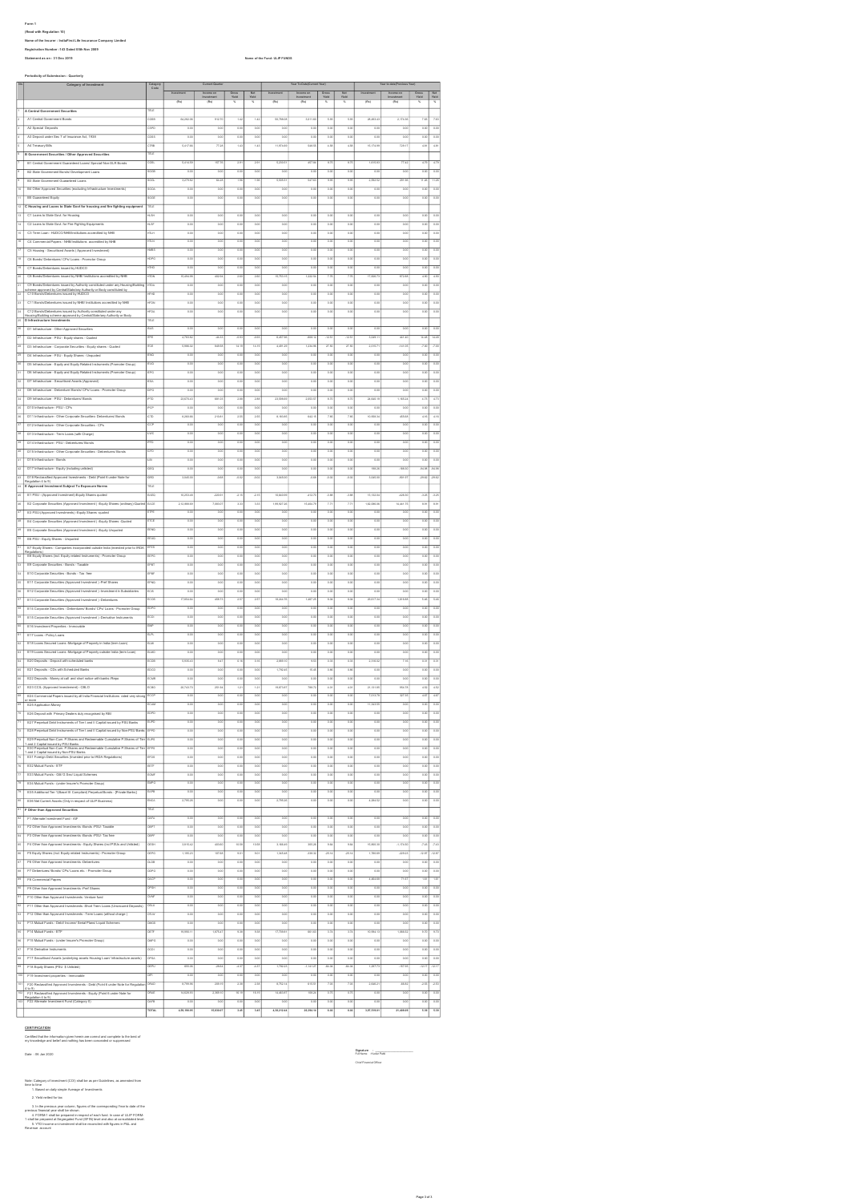**Form 1**

**(Read with Regulation 10)**

**Name of the Insurer : IndiaFirst Life Insurance Company Limited**

**Registration Number :143 Dated 05th Nov 2009**

**Statement as on : 31 Dec 2019** **Name of the Fund: ULIP FUNDS**

**Periodicity of Submission : Quarterly**

| No | Category of Investment | Category Code | Current Quarter | | | | Year To Date(Current Year) | | | | Year to date(Previous Year) | | | |
|---|---|---|---|---|---|---|---|---|---|---|---|---|---|---|
| | | | Investment (Rs) | Income on Investment (Rs) | Gross Yield % | Net Yield % | Investment (Rs) | Income on Investment (Rs) | Gross Yield % | Net Yield % | Investment (Rs) | Income on Investment (Rs) | Gross Yield % | Net Yield % |
| 1 | **A Central Government Securities** | TITLE | | | | | | | | | | | | |
| 2 | A1 Central Government Bonds | CGSB | 55,260.56 | 510.70 | 1.44 | 1.44 | 55,758.08 | 3,011.66 | 5.35 | 5.35 | 26,461.43 | 2,174.56 | 7.50 | 7.50 |
| 3 | A2 Special Deposits | CSPD | 0.00 | 0.00 | 0.00 | 0.00 | 0.00 | 0.00 | 0.00 | 0.00 | 0.00 | 0.00 | 0.00 | 0.00 |
| 4 | A3 Deposit under Sec 7 of Insurance Act, 1938 | CDSS | 0.00 | 0.00 | 0.00 | 0.00 | 0.00 | 0.00 | 0.00 | 0.00 | 0.00 | 0.00 | 0.00 | 0.00 |
| 5 | A4 Treasury Bills | CTRB | 8,417.88 | 77.28 | 1.43 | 1.43 | 11,975.69 | 544.18 | 4.58 | 4.58 | 15,174.93 | 729.17 | 4.81 | 4.81 |
| 6 | **B Government Securities / Other Approved Securities** | TITLE | | | | | | | | | | | | |
| 7 | B1 Central Government Guaranteed Loans/ Special/ Non-SLR Bonds | CGSL | 6,314.59 | 187.18 | 2.97 | 2.97 | 6,293.51 | 427.94 | 6.75 | 6.75 | 1,630.83 | 77.62 | 4.76 | 4.76 |
| 8 | B2 State Government Bonds/ Development Loans | SGGB | 0.00 | 0.00 | 0.00 | 0.00 | 0.00 | 0.00 | 0.00 | 0.00 | 0.00 | 0.00 | 0.00 | 0.00 |
| 9 | B3 State Government Guaranteed Loans | SGGL | 3,279.62 | 64.20 | 1.96 | 1.96 | 6,008.51 | 547.65 | 9.00 | 9.00 | 2,180.52 | 291.96 | 11.26 | 11.26 |
| 10 | B4 Other Approved Securities (excluding Infrastructure Investments) | SGOA | 0.00 | 0.00 | 0.00 | 0.00 | 0.00 | 0.00 | 0.00 | 0.00 | 0.00 | 0.00 | 0.00 | 0.00 |
| 11 | B5 Guaranteed Equity | SGGE | 0.00 | 0.00 | 0.00 | 0.00 | 0.00 | 0.00 | 0.00 | 0.00 | 0.00 | 0.00 | 0.00 | 0.00 |
| 12 | **C Housing and Loans to State Govt for housing and fire fighting equipment** | TITLE | | | | | | | | | | | | |
| 13 | C1 Loans to State Govt. for Housing | HLSH | 0.00 | 0.00 | 0.00 | 0.00 | 0.00 | 0.00 | 0.00 | 0.00 | 0.00 | 0.00 | 0.00 | 0.00 |
| 14 | C2 Loans to State Govt. for Fire Fighting Equipments | HLSF | 0.00 | 0.00 | 0.00 | 0.00 | 0.00 | 0.00 | 0.00 | 0.00 | 0.00 | 0.00 | 0.00 | 0.00 |
| 15 | C3 Term Loan - HUDCO/NHB/Institutions accredited by NHB | HTLH | 0.00 | 0.00 | 0.00 | 0.00 | 0.00 | 0.00 | 0.00 | 0.00 | 0.00 | 0.00 | 0.00 | 0.00 |
| 16 | C4 Commercial Papers - NHB/Institutions accredited by NHB | HTLN | 0.00 | 0.00 | 0.00 | 0.00 | 0.00 | 0.00 | 0.00 | 0.00 | 0.00 | 0.00 | 0.00 | 0.00 |
| 17 | C5 Housing - Securitised Assets ( Approved Investment) | HMBS | 0.00 | 0.00 | 0.00 | 0.00 | 0.00 | 0.00 | 0.00 | 0.00 | 0.00 | 0.00 | 0.00 | 0.00 |
| 18 | C6 Bonds/Debentures/ CPs/ Loans - Promotor Group | HDPG | 0.00 | 0.00 | 0.00 | 0.00 | 0.00 | 0.00 | 0.00 | 0.00 | 0.00 | 0.00 | 0.00 | 0.00 |
| 19 | C7 Bonds/Debentures issued by HUDCO | HTHD | 0.00 | 0.00 | 0.00 | 0.00 | 0.00 | 0.00 | 0.00 | 0.00 | 0.00 | 0.00 | 0.00 | 0.00 |
| 20 | C8 Bonds/Debentures issued by NHB/ Institutions accredited by NHB | HTDN | 15,494.88 | 406.94 | 2.63 | 2.63 | 16,763.10 | 1,222.64 | 7.29 | 7.29 | 17,884.79 | 813.89 | 4.55 | 4.55 |
| 21 | C9 Bonds/Debentures issued by Authority constituted under any Housing/Building scheme approved by Central/State/any Authority or Body constituted by Central/State Act | HTDA | 0.00 | 0.00 | 0.00 | 0.00 | 0.00 | 0.00 | 0.00 | 0.00 | 0.00 | 0.00 | 0.00 | 0.00 |
| 22 | C10 Bonds/Debentures issued by HUDCO | HFHD | 0.00 | 0.00 | 0.00 | 0.00 | 0.00 | 0.00 | 0.00 | 0.00 | 0.00 | 0.00 | 0.00 | 0.00 |
| 23 | C11 Bonds/Debentures issued by NHB/ Institutions accredited by NHB | HFDN | 0.00 | 0.00 | 0.00 | 0.00 | 0.00 | 0.00 | 0.00 | 0.00 | 0.00 | 0.00 | 0.00 | 0.00 |
| 24 | C12 Bonds/Debentures issued by Authority constituted under any Housing/Building scheme approved by Central/State/any Authority or Body constituted by Central/State Act | HFDA | 0.00 | 0.00 | 0.00 | 0.00 | 0.00 | 0.00 | 0.00 | 0.00 | 0.00 | 0.00 | 0.00 | 0.00 |
| 25 | **D Infrastructure Investments** | TITLE | | | | | | | | | | | | |
| 26 | D1 Infrastructure - Other Approved Securities | ISAS | 0.00 | 0.00 | 0.00 | 0.00 | 0.00 | 0.00 | 0.00 | 0.00 | 0.00 | 0.00 | 0.00 | 0.00 |
| 27 | D2 Infrastructure - PSU - Equity shares - Quoted | ITPE | 4,762.82 | -34.53 | -0.53 | -0.53 | 4,457.96 | -555.12 | -12.51 | -12.51 | 5,046.11 | 461.30 | 9.48 | 9.48 |
| 28 | D3 Infrastructure - Corporate Securities - Equity shares - Quoted | ITCE | 5,968.24 | 848.83 | 14.19 | 14.19 | 4,481.49 | 1,234.96 | 27.50 | 27.50 | 3,076.71 | -131.05 | -7.60 | -7.60 |
| 29 | D4 Infrastructure - PSU - Equity Shares - Unquoted | IENQ | 0.00 | 0.00 | 0.00 | 0.00 | 0.00 | 0.00 | 0.00 | 0.00 | 0.00 | 0.00 | 0.00 | 0.00 |
| 30 | D5 Infrastructure - Equity and Equity Related Instruments (Promoter Group) | IEUQ | 0.00 | 0.00 | 0.00 | 0.00 | 0.00 | 0.00 | 0.00 | 0.00 | 0.00 | 0.00 | 0.00 | 0.00 |
| 31 | D6 Infrastructure - Equity and Equity Related Instruments (Promoter Group) | IEPG | 0.00 | 0.00 | 0.00 | 0.00 | 0.00 | 0.00 | 0.00 | 0.00 | 0.00 | 0.00 | 0.00 | 0.00 |
| 32 | D7 Infrastructure - Securitised Assets (Approved) | IESA | 0.00 | 0.00 | 0.00 | 0.00 | 0.00 | 0.00 | 0.00 | 0.00 | 0.00 | 0.00 | 0.00 | 0.00 |
| 33 | D8 Infrastructure - Debenture/ Bonds/ CPs/ Loans - Promoter Group | IDPG | 0.00 | 0.00 | 0.00 | 0.00 | 0.00 | 0.00 | 0.00 | 0.00 | 0.00 | 0.00 | 0.00 | 0.00 |
| 34 | D9 Infrastructure - PSU - Debentures/ Bonds | IPTD | 23,873.03 | 585.23 | 2.88 | 2.88 | 23,068.68 | 2,053.57 | 8.70 | 8.70 | 24,646.18 | 1,165.24 | 4.73 | 4.73 |
| 35 | D10 Infrastructure - PSU - CPs | IPCP | 0.00 | 0.00 | 0.00 | 0.00 | 0.00 | 0.00 | 0.00 | 0.00 | 0.00 | 0.00 | 0.00 | 0.00 |
| 36 | D11 Infrastructure - Other Corporate Securities- Debentures/ Bonds | ICTD | 8,260.66 | 210.81 | 2.55 | 2.55 | 8,163.83 | 642.15 | 7.86 | 7.86 | 10,958.34 | 459.68 | 4.19 | 4.19 |
| 37 | D12 Infrastructure - Other Corporate Securities - CPs | ICCP | 0.00 | 0.00 | 0.00 | 0.00 | 0.00 | 0.00 | 0.00 | 0.00 | 0.00 | 0.00 | 0.00 | 0.00 |
| 38 | D13 Infrastructure - Term Loans (with Charge) | ILWC | 0.00 | 0.00 | 0.00 | 0.00 | 0.00 | 0.00 | 0.00 | 0.00 | 0.00 | 0.00 | 0.00 | 0.00 |
| 39 | D14 Infrastructure - PSU - Debentures/ Bonds | IPFD | 0.00 | 0.00 | 0.00 | 0.00 | 0.00 | 0.00 | 0.00 | 0.00 | 0.00 | 0.00 | 0.00 | 0.00 |
| 40 | D15 Infrastructure - Other Corporate Securities - Debentures/ Bonds | ICFD | 0.00 | 0.00 | 0.00 | 0.00 | 0.00 | 0.00 | 0.00 | 0.00 | 0.00 | 0.00 | 0.00 | 0.00 |
| 41 | D16 Infrastructure - Bonds | ILBI | 0.00 | 0.00 | 0.00 | 0.00 | 0.00 | 0.00 | 0.00 | 0.00 | 0.00 | 0.00 | 0.00 | 0.00 |
| 42 | D17 Infrastructure - Equity (including unlisted) | IOEQ | 0.00 | 0.00 | 0.00 | 0.00 | 0.00 | 0.00 | 0.00 | 0.00 | 866.26 | -198.00 | -34.38 | -34.38 |
| 43 | D18 Reclassified Approved Investments - Debt (Point 6 under Note for Regulation 4 to 9) | IORD | 3,020.00 | -0.64 | -0.02 | -0.02 | 3,020.00 | -0.68 | -0.02 | -0.02 | 3,020.00 | -891.01 | -29.50 | -29.50 |
| 44 | **E Approved Investment Subject To Exposure Norms** | TITLE | | | | | | | | | | | | |
| 45 | E1 PSU - (Approved Investment)-Equity Shares quoted | EAEQ | 10,373.44 | -220.61 | -2.13 | -2.13 | 10,840.66 | -412.75 | -3.88 | -3.88 | 11,133.83 | -229.85 | -2.07 | -2.07 |
| 46 | E2 Corporate Securities (Approved Investment ) -Equity Shares (ordinary)-Quoted | EACE | 2,12,888.59 | 7,060.07 | 3.33 | 3.33 | 1,99,927.36 | 15,606.76 | 7.71 | 7.71 | 1,83,096.00 | 10,461.73 | 5.71 | 5.71 |
| 47 | E3 PSU-(Approved Investments) -Equity Shares -quoted | ETPE | 0.00 | 0.00 | 0.00 | 0.00 | 0.00 | 0.00 | 0.00 | 0.00 | 0.00 | 0.00 | 0.00 | 0.00 |
| 48 | E4 Corporate Securities (Approved Investment ) -Equity Shares -Quoted | ETCE | 0.00 | 0.00 | 0.00 | 0.00 | 0.00 | 0.00 | 0.00 | 0.00 | 0.00 | 0.00 | 0.00 | 0.00 |
| 49 | E5 Corporate Securities (Approved Investment ) -Equity Unquoted | EENQ | 0.00 | 0.00 | 0.00 | 0.00 | 0.00 | 0.00 | 0.00 | 0.00 | 0.00 | 0.00 | 0.00 | 0.00 |
| 50 | E6 PSU - Equity Shares - Unquoted | EEUQ | 0.00 | 0.00 | 0.00 | 0.00 | 0.00 | 0.00 | 0.00 | 0.00 | 0.00 | 0.00 | 0.00 | 0.00 |
| 51 | E7 Equity Shares - Companies incorporated outside India (invested prior to IRDA Regulations) | EFES | 0.00 | 0.00 | 0.00 | 0.00 | 0.00 | 0.00 | 0.00 | 0.00 | 0.00 | 0.00 | 0.00 | 0.00 |
| 52 | E8 Equity Shares (incl. Equity related Instruments) - Promoter Group | EEPG | 0.00 | 0.00 | 0.00 | 0.00 | 0.00 | 0.00 | 0.00 | 0.00 | 0.00 | 0.00 | 0.00 | 0.00 |
| 53 | E9 Corporate Securities - Bonds - Taxable | EPBT | 0.00 | 0.00 | 0.00 | 0.00 | 0.00 | 0.00 | 0.00 | 0.00 | 0.00 | 0.00 | 0.00 | 0.00 |
| 54 | E10 Corporate Securities - Bonds - Tax free | EPBF | 0.00 | 0.00 | 0.00 | 0.00 | 0.00 | 0.00 | 0.00 | 0.00 | 0.00 | 0.00 | 0.00 | 0.00 |
| 55 | E11 Corporate Securities (Approved Investment ) -Pref Shares | EPNQ | 0.00 | 0.00 | 0.00 | 0.00 | 0.00 | 0.00 | 0.00 | 0.00 | 0.00 | 0.00 | 0.00 | 0.00 |
| 56 | E12 Corporate Securities (Approved Investment ) -Investment in Subsidiaries | ECIS | 0.00 | 0.00 | 0.00 | 0.00 | 0.00 | 0.00 | 0.00 | 0.00 | 0.00 | 0.00 | 0.00 | 0.00 |
| 57 | E13 Corporate Securities (Approved Investment ) -Debentures | ECOS | 17,910.44 | 459.11 | 2.57 | 2.57 | 18,264.70 | 1,487.25 | 8.14 | 8.14 | 29,017.34 | 1,619.88 | 5.46 | 5.46 |
| 58 | E14 Corporate Securities - Debentures/ Bonds/ CPs/ Loans - Promoter Group | EDPG | 0.00 | 0.00 | 0.00 | 0.00 | 0.00 | 0.00 | 0.00 | 0.00 | 0.00 | 0.00 | 0.00 | 0.00 |
| 59 | E15 Corporate Securities (Approved Investment ) -Derivative Instruments | ECDI | 0.00 | 0.00 | 0.00 | 0.00 | 0.00 | 0.00 | 0.00 | 0.00 | 0.00 | 0.00 | 0.00 | 0.00 |
| 60 | E16 Investment Properties - Immovable | EINP | 0.00 | 0.00 | 0.00 | 0.00 | 0.00 | 0.00 | 0.00 | 0.00 | 0.00 | 0.00 | 0.00 | 0.00 |
| 61 | E17 Loans - Policy Loans | ELPL | 0.00 | 0.00 | 0.00 | 0.00 | 0.00 | 0.00 | 0.00 | 0.00 | 0.00 | 0.00 | 0.00 | 0.00 |
| 62 | E18 Loans Secured Loans -Mortgage of Property in India (term Loan) | ELMI | 0.00 | 0.00 | 0.00 | 0.00 | 0.00 | 0.00 | 0.00 | 0.00 | 0.00 | 0.00 | 0.00 | 0.00 |
| 63 | E19 Loans Secured Loans -Mortgage of Property outside India (term Loan) | ELMO | 0.00 | 0.00 | 0.00 | 0.00 | 0.00 | 0.00 | 0.00 | 0.00 | 0.00 | 0.00 | 0.00 | 0.00 |
| 64 | E20 Deposits - Deposit with scheduled banks | ECDB | 5,000.41 | 9.47 | 0.19 | 0.19 | 2,869.13 | 9.53 | 0.33 | 0.33 | 2,436.52 | 71.60 | 3.03 | 3.03 |
| 65 | E21 Deposits - CDs with Scheduled Banks | EDCD | 0.00 | 0.00 | 0.00 | 0.00 | 1,750.45 | 15.45 | 0.88 | 0.88 | 0.00 | 0.00 | 0.00 | 0.00 |
| 66 | E22 Deposits - Money at call and short notice with banks /Repo | ECMR | 0.00 | 0.00 | 0.00 | 0.00 | 0.00 | 0.00 | 0.00 | 0.00 | 0.00 | 0.00 | 0.00 | 0.00 |
| 67 | E23 CCIL (Approved Investement) - CBLO | ECBO | 26,743.73 | 400.94 | 1.21 | 1.21 | 18,677.57 | 786.75 | 4.21 | 4.21 | 21,151.89 | 956.78 | 4.52 | 4.52 |
| 68 | E24 Commercial Papers issued by all India Financial Institutions rated very strong or more | ECCP | 0.00 | 0.00 | 0.00 | 0.00 | 0.00 | 0.00 | 0.00 | 0.00 | 13,613.76 | 607.16 | 4.87 | 4.87 |
| 69 | E25 Application Money | ECAM | 0.00 | 0.00 | 0.00 | 0.00 | 0.00 | 0.00 | 0.00 | 0.00 | 11,343.93 | 0.00 | 0.00 | 0.00 |
| 70 | E26 Deposit with Primary Dealers duly recognised by RBI | EDPD | 0.00 | 0.00 | 0.00 | 0.00 | 0.00 | 0.00 | 0.00 | 0.00 | 0.00 | 0.00 | 0.00 | 0.00 |
| 71 | E27 Perpetual Debt Instruments of Tier I and II Capital issued by PSU Banks | EUPD | 0.00 | 0.00 | 0.00 | 0.00 | 0.00 | 0.00 | 0.00 | 0.00 | 0.00 | 0.00 | 0.00 | 0.00 |
| 72 | E28 Perpetual Debt Instruments of Tier I and II Capital issued by Non-PSU Banks | EPPD | 0.00 | 0.00 | 0.00 | 0.00 | 0.00 | 0.00 | 0.00 | 0.00 | 0.00 | 0.00 | 0.00 | 0.00 |
| 73 | E29 Perpetual Non-Cum. P.Shares and Redeemable Cumulative P.Shares of Tier 1 and 2 Capital issued by PSU Banks | EUPS | 0.00 | 0.00 | 0.00 | 0.00 | 0.00 | 0.00 | 0.00 | 0.00 | 0.00 | 0.00 | 0.00 | 0.00 |
| 74 | E30 Perpetual Non-Cum. P.Shares and Redeemable Cumulative P.Shares of Tier 1 and 2 Capital issued by Non-PSU Banks | EPPS | 0.00 | 0.00 | 0.00 | 0.00 | 0.00 | 0.00 | 0.00 | 0.00 | 0.00 | 0.00 | 0.00 | 0.00 |
| 75 | E31 Foreign Debt Securities (Invested prior to IRDA Regulations) | EFDS | 0.00 | 0.00 | 0.00 | 0.00 | 0.00 | 0.00 | 0.00 | 0.00 | 0.00 | 0.00 | 0.00 | 0.00 |
| 76 | E32 Mutual Funds - ETF | EETF | 0.00 | 0.00 | 0.00 | 0.00 | 0.00 | 0.00 | 0.00 | 0.00 | 0.00 | 0.00 | 0.00 | 0.00 |
| 77 | E33 Mutual Funds - Gilt/ G Sec/ Liquid Schemes | EGMF | 0.00 | 0.00 | 0.00 | 0.00 | 0.00 | 0.00 | 0.00 | 0.00 | 0.00 | 0.00 | 0.00 | 0.00 |
| 78 | E34 Mutual Funds - (under Insurer's Promoter Group) | EMPG | 0.00 | 0.00 | 0.00 | 0.00 | 0.00 | 0.00 | 0.00 | 0.00 | 0.00 | 0.00 | 0.00 | 0.00 |
| 79 | E35 Additional Tier 1(Basel III Compliant) Perpetual Bonds - [Private Banks] | EAPB | 0.00 | 0.00 | 0.00 | 0.00 | 0.00 | 0.00 | 0.00 | 0.00 | 0.00 | 0.00 | 0.00 | 0.00 |
| 80 | E36 Net Current Assets (Only in respect of ULIP Business) | ENCA | 3,795.28 | 0.00 | 0.00 | 0.00 | 3,795.28 | 0.00 | 0.00 | 0.00 | 4,484.50 | 0.00 | 0.00 | 0.00 |
| 81 | **F Other than Approved Securities** | TITLE | | | | | | | | | | | | |
| 82 | F1 Alternate Investment Fund - AIF | OAFA | 0.00 | 0.00 | 0.00 | 0.00 | 0.00 | 0.00 | 0.00 | 0.00 | 0.00 | 0.00 | 0.00 | 0.00 |
| 83 | F2 Other than Approved Investments -Bonds -PSU- Taxable | OBPT | 0.00 | 0.00 | 0.00 | 0.00 | 0.00 | 0.00 | 0.00 | 0.00 | 0.00 | 0.00 | 0.00 | 0.00 |
| 84 | F3 Other than Approved Investments -Bonds -PSU- Tax free | OBPF | 0.00 | 0.00 | 0.00 | 0.00 | 0.00 | 0.00 | 0.00 | 0.00 | 0.00 | 0.00 | 0.00 | 0.00 |
| 85 | F4 Other than Approved Investments - Equity Shares (incl PSUs and Unlisted) | OESH | 3,615.42 | 580.60 | 16.06 | 16.06 | 6,166.63 | 365.28 | 5.92 | 5.92 | 15,955.36 | -1,174.80 | -7.36 | -7.36 |
| 86 | F5 Equity Shares (incl. Equity related Instruments) - Promoter Group | OEPG | 1,165.23 | -107.83 | -9.25 | -9.25 | 1,665.84 | -334.53 | -20.14 | -20.14 | 1,780.69 | -229.23 | -12.87 | -12.87 |
| 87 | F6 Other than Approved Investments -Debentures | OLDB | 0.00 | 0.00 | 0.00 | 0.00 | 0.00 | 0.00 | 0.00 | 0.00 | 0.00 | 0.00 | 0.00 | 0.00 |
| 88 | F7 Debentures/ Bonds/ CPs/ Loans etc. - Promoter Group | ODPG | 0.00 | 0.00 | 0.00 | 0.00 | 0.00 | 0.00 | 0.00 | 0.00 | 0.00 | 0.00 | 0.00 | 0.00 |
| 89 | F8 Commercial Papers | OACP | 0.00 | 0.00 | 0.00 | 0.00 | 0.00 | 0.00 | 0.00 | 0.00 | 4,464.69 | 71.07 | 1.61 | 1.61 |
| 90 | F9 Other than Approved Investments -Pref Shares | OPSH | 0.00 | 0.00 | 0.00 | 0.00 | 0.00 | 0.00 | 0.00 | 0.00 | 0.00 | 0.00 | 0.00 | 0.00 |
| 91 | F10 Other than Approved Investments - Venture fund | OVNF | 0.00 | 0.00 | 0.00 | 0.00 | 0.00 | 0.00 | 0.00 | 0.00 | 0.00 | 0.00 | 0.00 | 0.00 |
| 92 | F11 Other than Approved Investments -Short Trem Loans (Unsecured Deposits) | OSLU | 0.00 | 0.00 | 0.00 | 0.00 | 0.00 | 0.00 | 0.00 | 0.00 | 0.00 | 0.00 | 0.00 | 0.00 |
| 93 | F12 Other than Approved Investments - Term Loans (without charge ) | OTLW | 0.00 | 0.00 | 0.00 | 0.00 | 0.00 | 0.00 | 0.00 | 0.00 | 0.00 | 0.00 | 0.00 | 0.00 |
| 94 | F13 Mutual Funds - Debt/ Income/ Serial Plans/ Liquid Schemes | OMGS | 0.00 | 0.00 | 0.00 | 0.00 | 0.00 | 0.00 | 0.00 | 0.00 | 0.00 | 0.00 | 0.00 | 0.00 |
| 95 | F14 Mutual Funds - ETF | OETF | 15,859.11 | 1,475.41 | 9.30 | 9.30 | 17,728.61 | 661.63 | 3.73 | 3.73 | 13,864.12 | 1,050.62 | 7.73 | 7.73 |
| 96 | F15 Mutual Funds - (under Insurer's Promoter Group) | OMPG | 0.00 | 0.00 | 0.00 | 0.00 | 0.00 | 0.00 | 0.00 | 0.00 | 0.00 | 0.00 | 0.00 | 0.00 |
| 97 | F16 Derivative Instruments | OCDI | 0.00 | 0.00 | 0.00 | 0.00 | 0.00 | 0.00 | 0.00 | 0.00 | 0.00 | 0.00 | 0.00 | 0.00 |
| 98 | F17 Securitised Assets (underlying assets Housing Loan/ Infrastructure assets) | OPSA | 0.00 | 0.00 | 0.00 | 0.00 | 0.00 | 0.00 | 0.00 | 0.00 | 0.00 | 0.00 | 0.00 | 0.00 |
| 99 | F18 Equity Shares (PSU $ Unlisted) | OEPU | 960.06 | -28.64 | -2.37 | -2.37 | 1,792.25 | -1,141.27 | -66.36 | -66.36 | 1,287.71 | -297.86 | -23.17 | -23.17 |
| 100 | F19 Investment properties - Immovable | OIPI | 0.00 | 0.00 | 0.00 | 0.00 | 0.00 | 0.00 | 0.00 | 0.00 | 0.00 | 0.00 | 0.00 | 0.00 |
| 101 | F20 Reclassified Approved Investments - Debt (Point 6 under Note for Regulation 4 to 9) | ORAD | 6,758.66 | 209.19 | 3.09 | 3.09 | 6,762.14 | 515.10 | 7.62 | 7.62 | 2,848.21 | 68.65 | 2.55 | 2.55 |
| 102 | F21 Reclassified Approved Investments - Equity (Point 6 under Note for Regulation 4 to 9) | ORAE | 14,825.30 | 2,389.10 | 16.12 | 16.12 | 14,425.07 | 100.26 | 0.70 | 0.70 | 0.00 | 0.00 | 0.00 | 0.00 |
| 103 | F22 Alternate Investment Fund (Category II) | OAFB | 0.00 | 0.00 | 0.00 | 0.00 | 0.00 | 0.00 | 0.00 | 0.00 | 0.00 | 0.00 | 0.00 | 0.00 |
| | | **TOTAL** | **4,95,199.95** | **16,059.07** | **3.05** | **3.05** | **4,80,212.44** | **26,058.14** | **5.43** | **5.43** | **3,97,329.51** | **21,469.09** | **5.39** | **5.39** |

**CERTIFICATION**

Certified that the information given herein are correct and complete to the best of my knowledge and belief and nothing has been concealed or suppressed

Date : 09 Jan 2020

Signature : \_\_\_\_\_\_\_\_\_\_\_\_\_\_\_\_

Full Name : \_\_\_\_\_\_\_\_\_\_\_\_\_\_\_\_

Chief Financial Officer

Note: Category of investment (COI) shall be as per Guidelines, as amended from time to time

1. Based on daily simple Average of Investments

2. Yield netted for tax

3. In the previous year column, figures of the corresponding Year to date of the previous financial year shall be shown.

4. FORM-1 shall be prepared in respect of each fund. In case of ULIP FORM-1 shall be prepared at Segregated Fund (SFIN) level and also at consolidated level.

5. YTD Income on investment shall be reconciled with figures in P&L and Revenue account